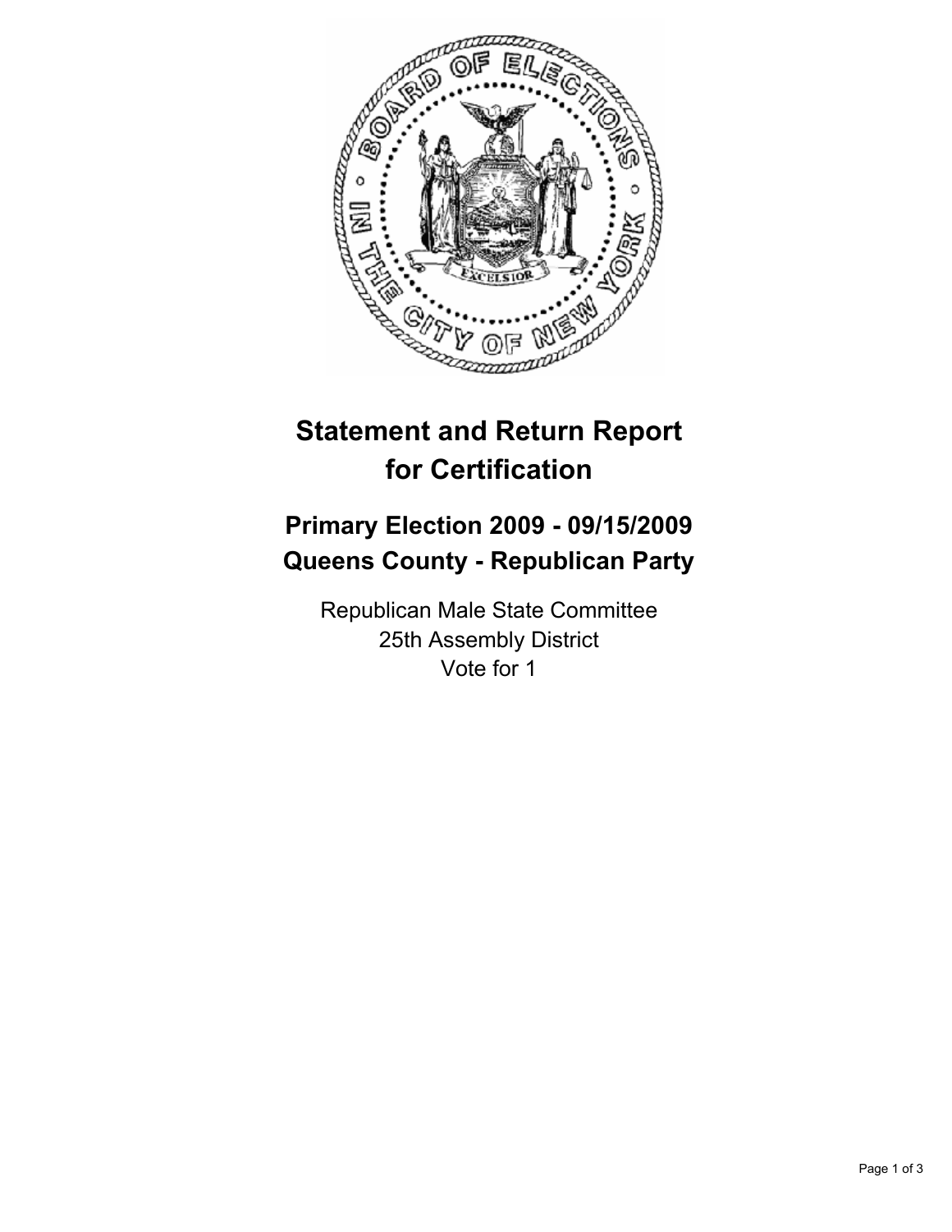# Statement and Return Report for Certification

## Primary Election 2009 - 09/15/2009
## Queens County - Republican Party

Republican Male State Committee
25th Assembly District
Vote for 1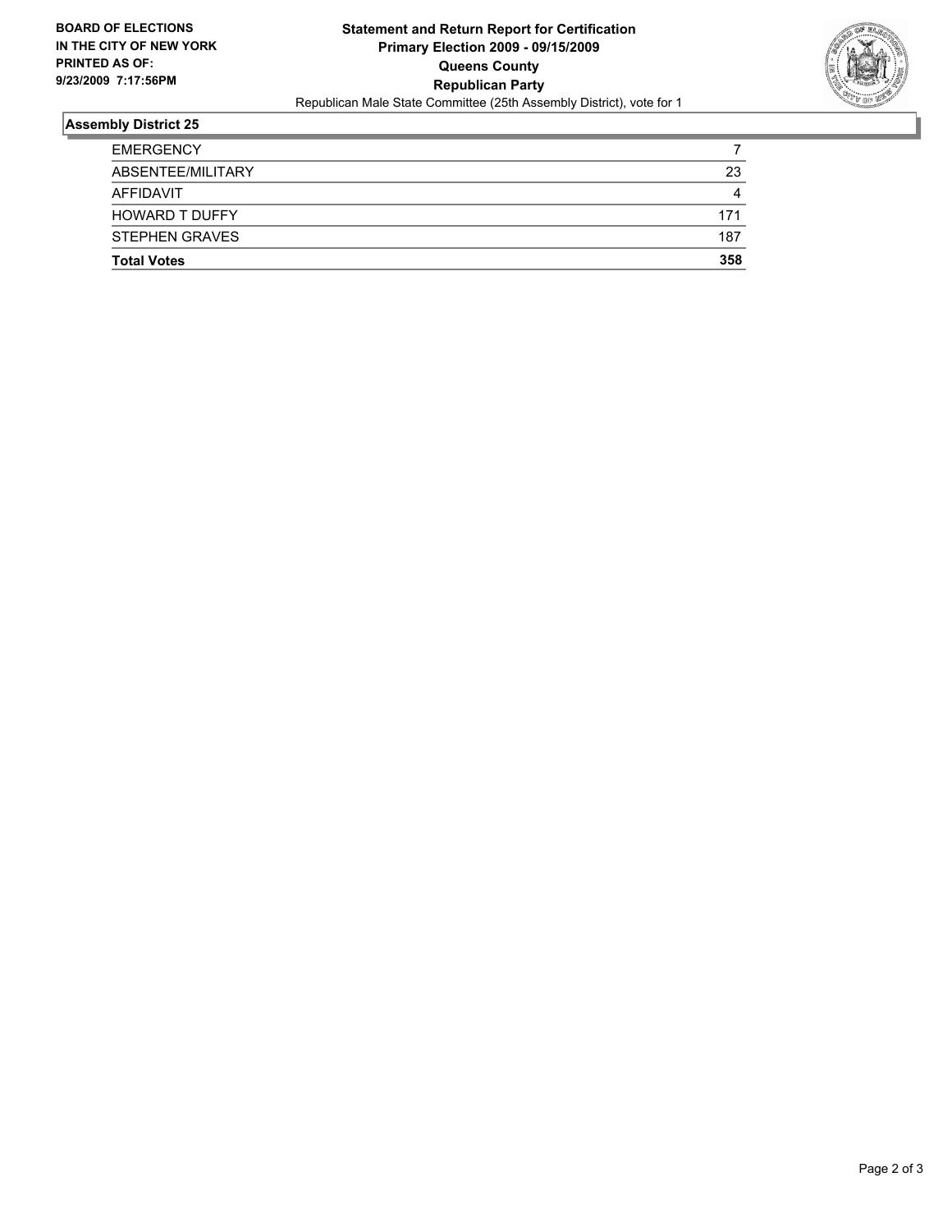**BOARD OF ELECTIONS IN THE CITY OF NEW YORK PRINTED AS OF: 9/23/2009 7:17:56PM**

# Statement and Return Report for Certification
## Primary Election 2009 - 09/15/2009
## Queens County
## Republican Party

Republican Male State Committee (25th Assembly District), vote for 1

### Assembly District 25

| | |
|---|---|
| EMERGENCY | 7 |
| ABSENTEE/MILITARY | 23 |
| AFFIDAVIT | 4 |
| HOWARD T DUFFY | 171 |
| STEPHEN GRAVES | 187 |
| **Total Votes** | **358** |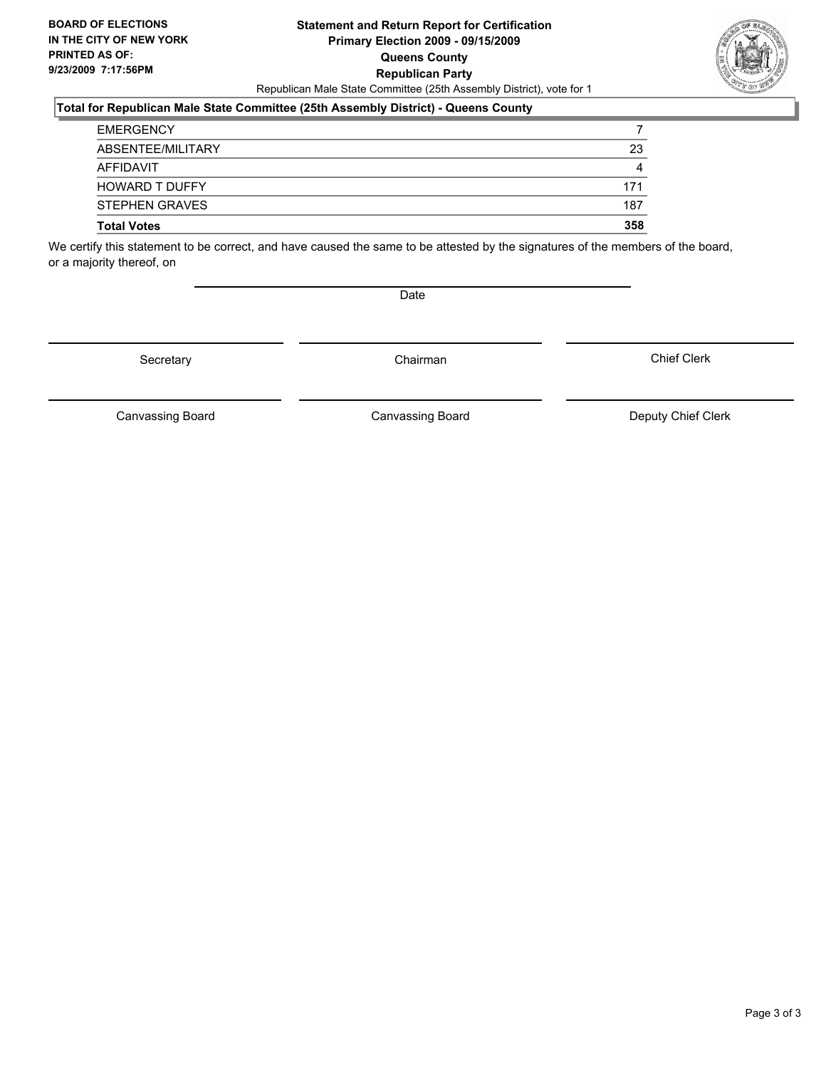**BOARD OF ELECTIONS IN THE CITY OF NEW YORK PRINTED AS OF: 9/23/2009 7:17:56PM**

**Statement and Return Report for Certification**
**Primary Election 2009 - 09/15/2009**
**Queens County**
**Republican Party**
Republican Male State Committee (25th Assembly District), vote for 1

### Total for Republican Male State Committee (25th Assembly District) - Queens County

| | |
|---|---|
| EMERGENCY | 7 |
| ABSENTEE/MILITARY | 23 |
| AFFIDAVIT | 4 |
| HOWARD T DUFFY | 171 |
| STEPHEN GRAVES | 187 |
| **Total Votes** | **358** |

We certify this statement to be correct, and have caused the same to be attested by the signatures of the members of the board, or a majority thereof, on

Date

Secretary

Chairman

Chief Clerk

Canvassing Board

Canvassing Board

Deputy Chief Clerk